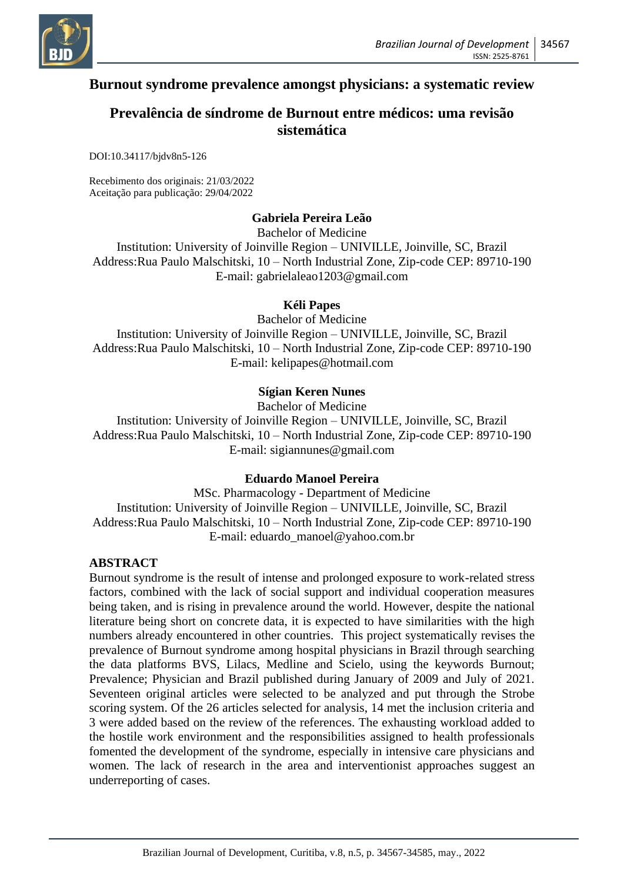# Burnout syndrome prevalence amongst physicians: a systematic review

# Prevalência de síndrome de Burnout entre médicos: uma revisão sistemática

DOI:10.34117/bjdv8n5-126

Recebimento dos originais: 21/03/2022
Aceitação para publicação: 29/04/2022

**Gabriela Pereira Leão**
Bachelor of Medicine
Institution: University of Joinville Region – UNIVILLE, Joinville, SC, Brazil
Address:Rua Paulo Malschitski, 10 – North Industrial Zone, Zip-code CEP: 89710-190
E-mail: gabrielaleao1203@gmail.com

**Kéli Papes**
Bachelor of Medicine
Institution: University of Joinville Region – UNIVILLE, Joinville, SC, Brazil
Address:Rua Paulo Malschitski, 10 – North Industrial Zone, Zip-code CEP: 89710-190
E-mail: kelipapes@hotmail.com

**Sígian Keren Nunes**
Bachelor of Medicine
Institution: University of Joinville Region – UNIVILLE, Joinville, SC, Brazil
Address:Rua Paulo Malschitski, 10 – North Industrial Zone, Zip-code CEP: 89710-190
E-mail: sigiannunes@gmail.com

**Eduardo Manoel Pereira**
MSc. Pharmacology - Department of Medicine
Institution: University of Joinville Region – UNIVILLE, Joinville, SC, Brazil
Address:Rua Paulo Malschitski, 10 – North Industrial Zone, Zip-code CEP: 89710-190
E-mail: eduardo_manoel@yahoo.com.br

## ABSTRACT

Burnout syndrome is the result of intense and prolonged exposure to work-related stress factors, combined with the lack of social support and individual cooperation measures being taken, and is rising in prevalence around the world. However, despite the national literature being short on concrete data, it is expected to have similarities with the high numbers already encountered in other countries. This project systematically revises the prevalence of Burnout syndrome among hospital physicians in Brazil through searching the data platforms BVS, Lilacs, Medline and Scielo, using the keywords Burnout; Prevalence; Physician and Brazil published during January of 2009 and July of 2021. Seventeen original articles were selected to be analyzed and put through the Strobe scoring system. Of the 26 articles selected for analysis, 14 met the inclusion criteria and 3 were added based on the review of the references. The exhausting workload added to the hostile work environment and the responsibilities assigned to health professionals fomented the development of the syndrome, especially in intensive care physicians and women. The lack of research in the area and interventionist approaches suggest an underreporting of cases.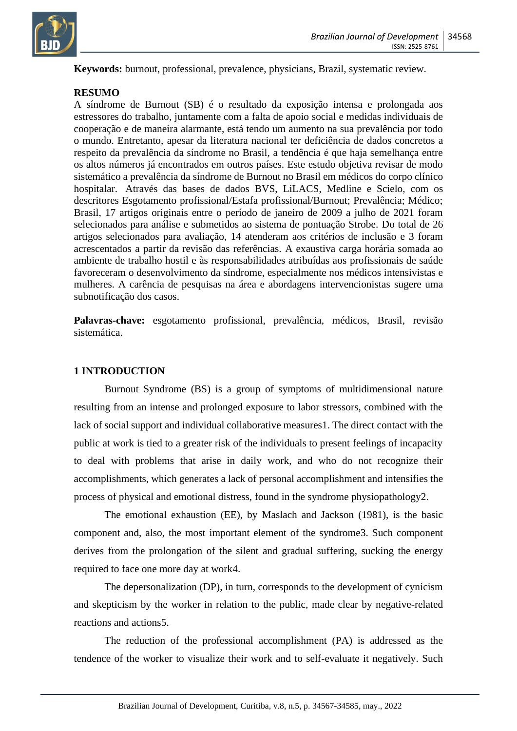**Keywords:** burnout, professional, prevalence, physicians, Brazil, systematic review.

## RESUMO

A síndrome de Burnout (SB) é o resultado da exposição intensa e prolongada aos estressores do trabalho, juntamente com a falta de apoio social e medidas individuais de cooperação e de maneira alarmante, está tendo um aumento na sua prevalência por todo o mundo. Entretanto, apesar da literatura nacional ter deficiência de dados concretos a respeito da prevalência da síndrome no Brasil, a tendência é que haja semelhança entre os altos números já encontrados em outros países. Este estudo objetiva revisar de modo sistemático a prevalência da síndrome de Burnout no Brasil em médicos do corpo clínico hospitalar. Através das bases de dados BVS, LiLACS, Medline e Scielo, com os descritores Esgotamento profissional/Estafa profissional/Burnout; Prevalência; Médico; Brasil, 17 artigos originais entre o período de janeiro de 2009 a julho de 2021 foram selecionados para análise e submetidos ao sistema de pontuação Strobe. Do total de 26 artigos selecionados para avaliação, 14 atenderam aos critérios de inclusão e 3 foram acrescentados a partir da revisão das referências. A exaustiva carga horária somada ao ambiente de trabalho hostil e às responsabilidades atribuídas aos profissionais de saúde favoreceram o desenvolvimento da síndrome, especialmente nos médicos intensivistas e mulheres. A carência de pesquisas na área e abordagens intervencionistas sugere uma subnotificação dos casos.

**Palavras-chave:** esgotamento profissional, prevalência, médicos, Brasil, revisão sistemática.

## 1 INTRODUCTION

Burnout Syndrome (BS) is a group of symptoms of multidimensional nature resulting from an intense and prolonged exposure to labor stressors, combined with the lack of social support and individual collaborative measures1. The direct contact with the public at work is tied to a greater risk of the individuals to present feelings of incapacity to deal with problems that arise in daily work, and who do not recognize their accomplishments, which generates a lack of personal accomplishment and intensifies the process of physical and emotional distress, found in the syndrome physiopathology2.

The emotional exhaustion (EE), by Maslach and Jackson (1981), is the basic component and, also, the most important element of the syndrome3. Such component derives from the prolongation of the silent and gradual suffering, sucking the energy required to face one more day at work4.

The depersonalization (DP), in turn, corresponds to the development of cynicism and skepticism by the worker in relation to the public, made clear by negative-related reactions and actions5.

The reduction of the professional accomplishment (PA) is addressed as the tendence of the worker to visualize their work and to self-evaluate it negatively. Such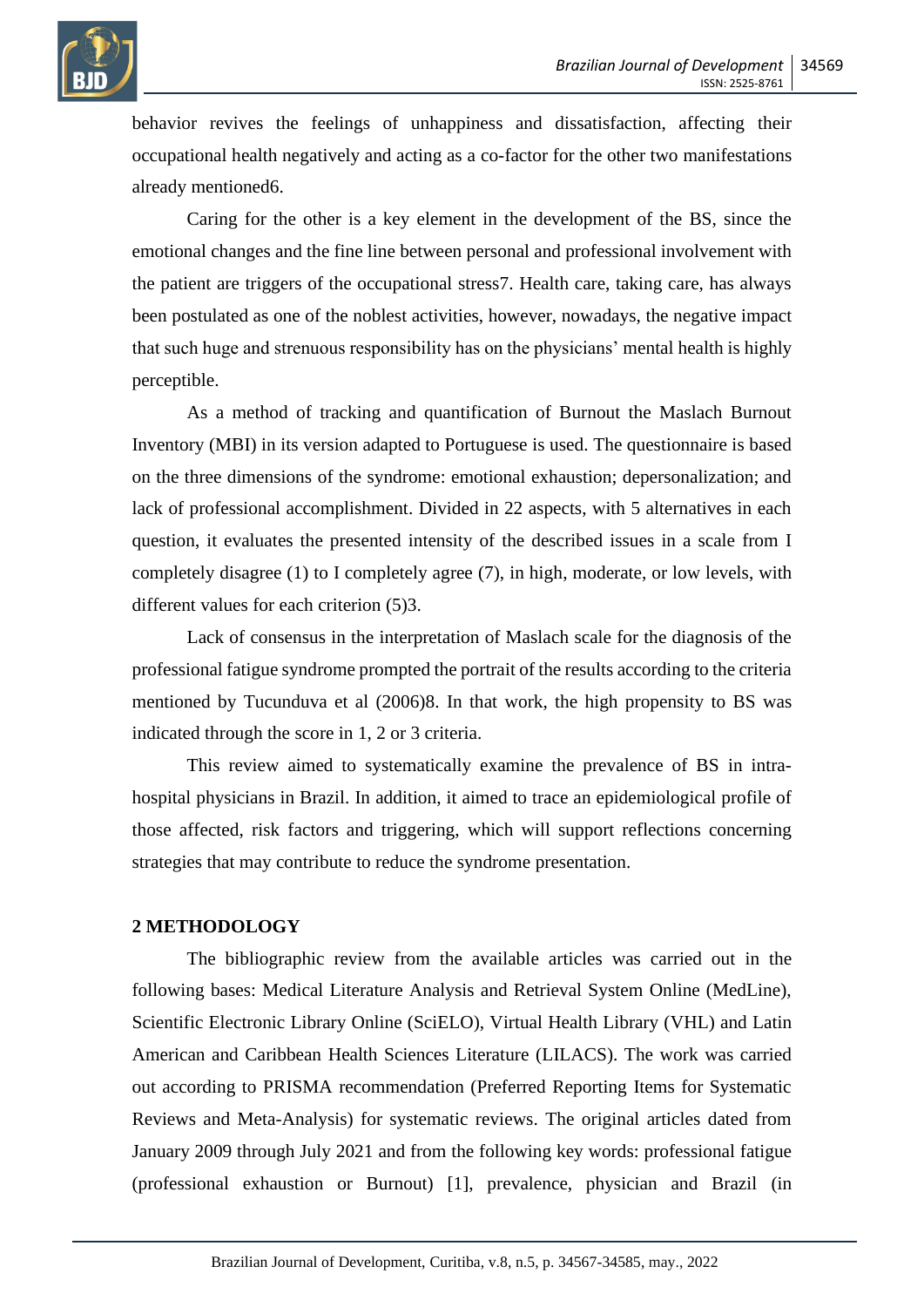behavior revives the feelings of unhappiness and dissatisfaction, affecting their occupational health negatively and acting as a co-factor for the other two manifestations already mentioned6.

Caring for the other is a key element in the development of the BS, since the emotional changes and the fine line between personal and professional involvement with the patient are triggers of the occupational stress7. Health care, taking care, has always been postulated as one of the noblest activities, however, nowadays, the negative impact that such huge and strenuous responsibility has on the physicians' mental health is highly perceptible.

As a method of tracking and quantification of Burnout the Maslach Burnout Inventory (MBI) in its version adapted to Portuguese is used. The questionnaire is based on the three dimensions of the syndrome: emotional exhaustion; depersonalization; and lack of professional accomplishment. Divided in 22 aspects, with 5 alternatives in each question, it evaluates the presented intensity of the described issues in a scale from I completely disagree (1) to I completely agree (7), in high, moderate, or low levels, with different values for each criterion (5)3.

Lack of consensus in the interpretation of Maslach scale for the diagnosis of the professional fatigue syndrome prompted the portrait of the results according to the criteria mentioned by Tucunduva et al (2006)8. In that work, the high propensity to BS was indicated through the score in 1, 2 or 3 criteria.

This review aimed to systematically examine the prevalence of BS in intra-hospital physicians in Brazil. In addition, it aimed to trace an epidemiological profile of those affected, risk factors and triggering, which will support reflections concerning strategies that may contribute to reduce the syndrome presentation.

## 2 METHODOLOGY

The bibliographic review from the available articles was carried out in the following bases: Medical Literature Analysis and Retrieval System Online (MedLine), Scientific Electronic Library Online (SciELO), Virtual Health Library (VHL) and Latin American and Caribbean Health Sciences Literature (LILACS). The work was carried out according to PRISMA recommendation (Preferred Reporting Items for Systematic Reviews and Meta-Analysis) for systematic reviews. The original articles dated from January 2009 through July 2021 and from the following key words: professional fatigue (professional exhaustion or Burnout) [1], prevalence, physician and Brazil (in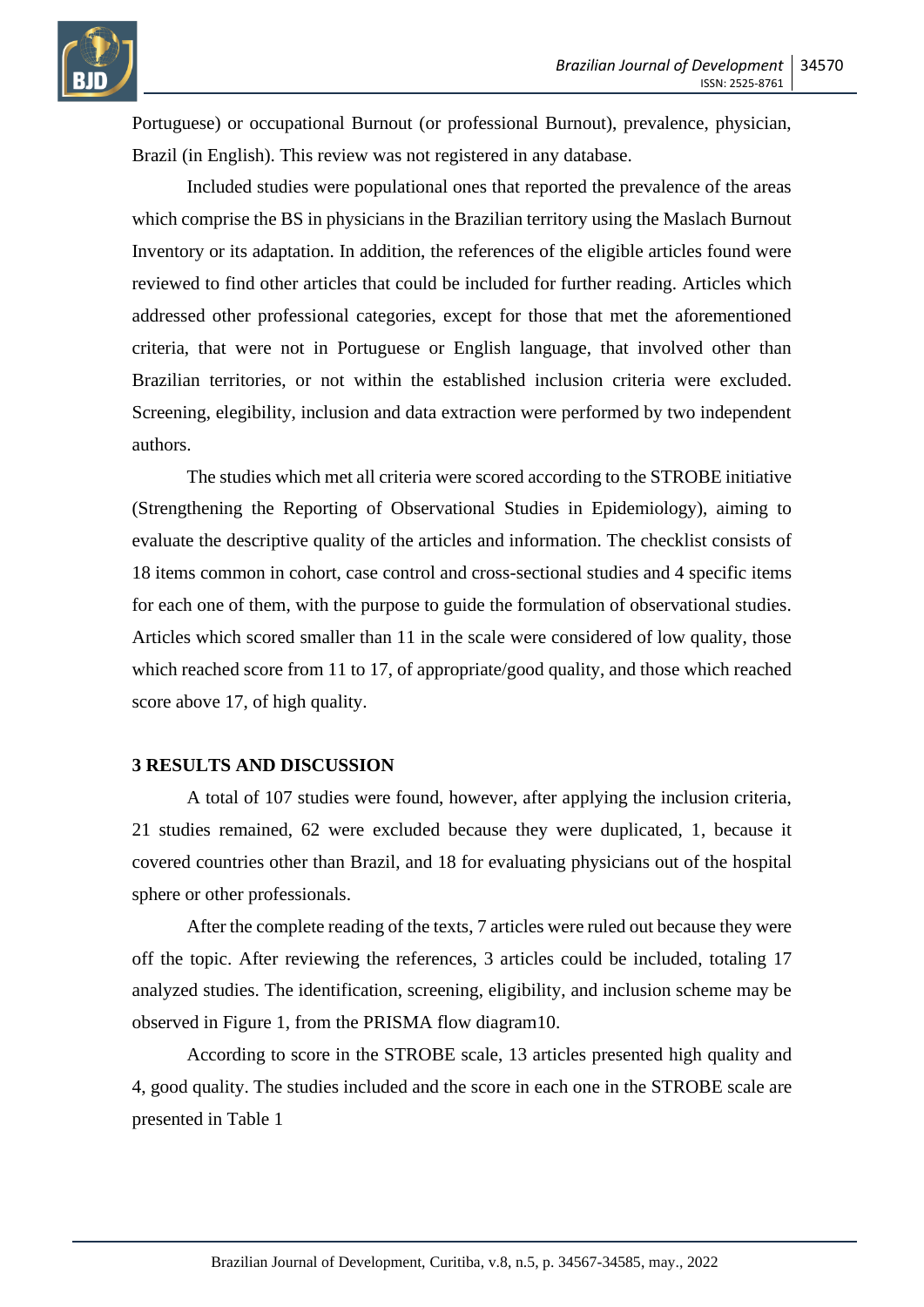Portuguese) or occupational Burnout (or professional Burnout), prevalence, physician, Brazil (in English). This review was not registered in any database.

Included studies were populational ones that reported the prevalence of the areas which comprise the BS in physicians in the Brazilian territory using the Maslach Burnout Inventory or its adaptation. In addition, the references of the eligible articles found were reviewed to find other articles that could be included for further reading. Articles which addressed other professional categories, except for those that met the aforementioned criteria, that were not in Portuguese or English language, that involved other than Brazilian territories, or not within the established inclusion criteria were excluded. Screening, elegibility, inclusion and data extraction were performed by two independent authors.

The studies which met all criteria were scored according to the STROBE initiative (Strengthening the Reporting of Observational Studies in Epidemiology), aiming to evaluate the descriptive quality of the articles and information. The checklist consists of 18 items common in cohort, case control and cross-sectional studies and 4 specific items for each one of them, with the purpose to guide the formulation of observational studies. Articles which scored smaller than 11 in the scale were considered of low quality, those which reached score from 11 to 17, of appropriate/good quality, and those which reached score above 17, of high quality.

## 3 RESULTS AND DISCUSSION

A total of 107 studies were found, however, after applying the inclusion criteria, 21 studies remained, 62 were excluded because they were duplicated, 1, because it covered countries other than Brazil, and 18 for evaluating physicians out of the hospital sphere or other professionals.

After the complete reading of the texts, 7 articles were ruled out because they were off the topic. After reviewing the references, 3 articles could be included, totaling 17 analyzed studies. The identification, screening, eligibility, and inclusion scheme may be observed in Figure 1, from the PRISMA flow diagram10.

According to score in the STROBE scale, 13 articles presented high quality and 4, good quality. The studies included and the score in each one in the STROBE scale are presented in Table 1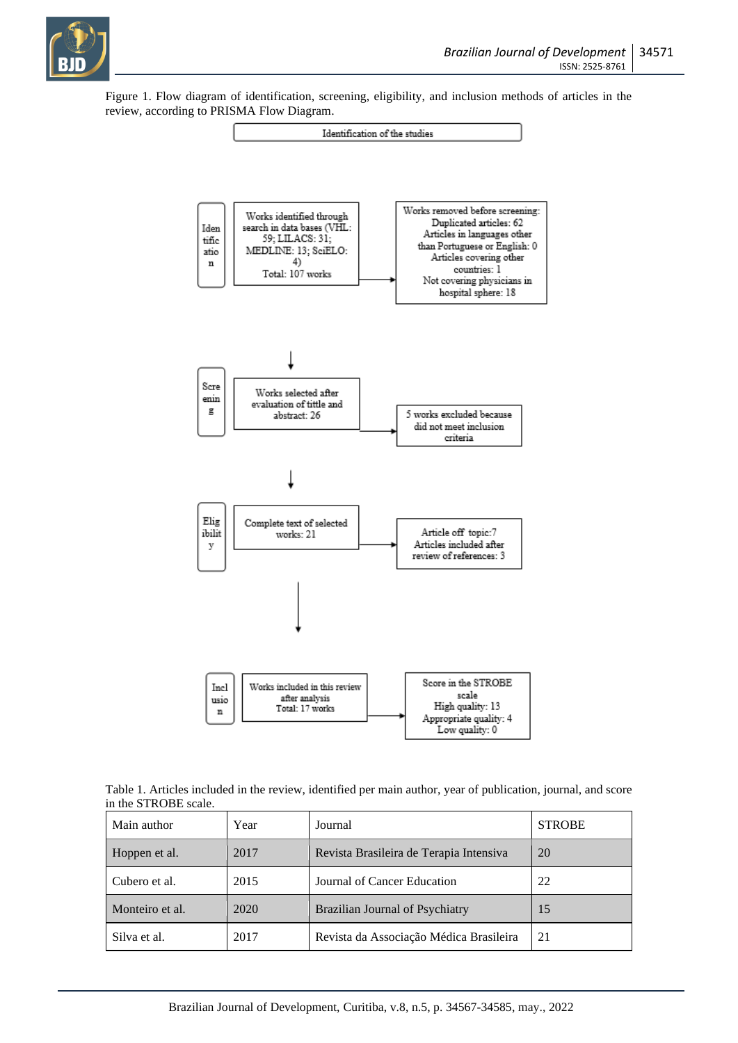Figure 1. Flow diagram of identification, screening, eligibility, and inclusion methods of articles in the review, according to PRISMA Flow Diagram.

Identification of the studies

**Identification**

Works identified through search in data bases (VHL: 59; LILACS: 31; MEDLINE: 13; SciELO: 4)
Total: 107 works

Works removed before screening:
Duplicated articles: 62
Articles in languages other than Portuguese or English: 0
Articles covering other countries: 1
Not covering physicians in hospital sphere: 18

**Screening**

Works selected after evaluation of tittle and abstract: 26

5 works excluded because did not meet inclusion criteria

**Eligibility**

Complete text of selected works: 21

Article off topic:7
Articles included after review of references: 3

**Inclusion**

Works included in this review after analysis
Total: 17 works

Score in the STROBE scale
High quality: 13
Appropriate quality: 4
Low quality: 0

Table 1. Articles included in the review, identified per main author, year of publication, journal, and score in the STROBE scale.

| Main author | Year | Journal | STROBE |
|---|---|---|---|
| Hoppen et al. | 2017 | Revista Brasileira de Terapia Intensiva | 20 |
| Cubero et al. | 2015 | Journal of Cancer Education | 22 |
| Monteiro et al. | 2020 | Brazilian Journal of Psychiatry | 15 |
| Silva et al. | 2017 | Revista da Associação Médica Brasileira | 21 |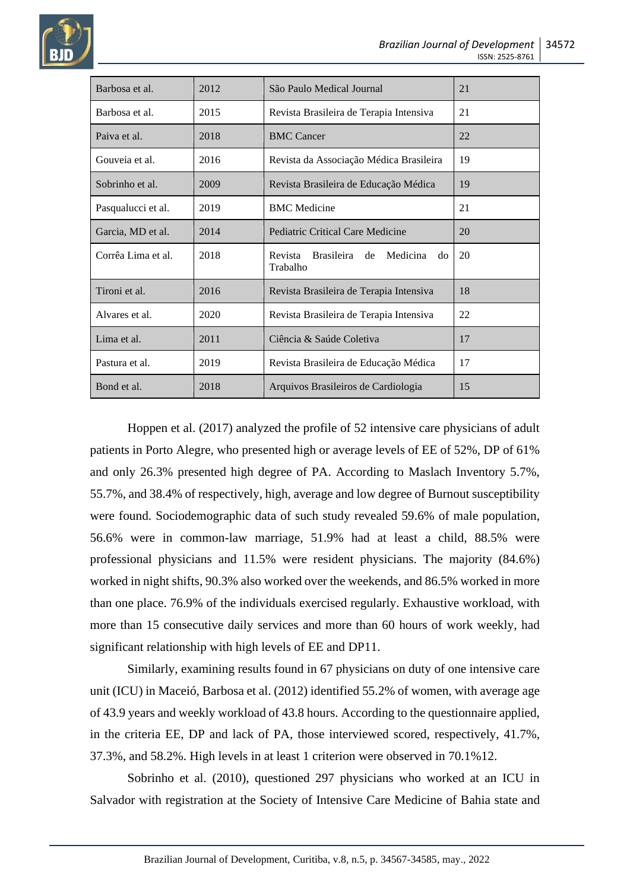| | | | |
|---|---|---|---|
| Barbosa et al. | 2012 | São Paulo Medical Journal | 21 |
| Barbosa et al. | 2015 | Revista Brasileira de Terapia Intensiva | 21 |
| Paiva et al. | 2018 | BMC Cancer | 22 |
| Gouveia et al. | 2016 | Revista da Associação Médica Brasileira | 19 |
| Sobrinho et al. | 2009 | Revista Brasileira de Educação Médica | 19 |
| Pasqualucci et al. | 2019 | BMC Medicine | 21 |
| Garcia, MD et al. | 2014 | Pediatric Critical Care Medicine | 20 |
| Corrêa Lima et al. | 2018 | Revista Brasileira de Medicina do Trabalho | 20 |
| Tironi et al. | 2016 | Revista Brasileira de Terapia Intensiva | 18 |
| Alvares et al. | 2020 | Revista Brasileira de Terapia Intensiva | 22 |
| Lima et al. | 2011 | Ciência & Saúde Coletiva | 17 |
| Pastura et al. | 2019 | Revista Brasileira de Educação Médica | 17 |
| Bond et al. | 2018 | Arquivos Brasileiros de Cardiologia | 15 |

Hoppen et al. (2017) analyzed the profile of 52 intensive care physicians of adult patients in Porto Alegre, who presented high or average levels of EE of 52%, DP of 61% and only 26.3% presented high degree of PA. According to Maslach Inventory 5.7%, 55.7%, and 38.4% of respectively, high, average and low degree of Burnout susceptibility were found. Sociodemographic data of such study revealed 59.6% of male population, 56.6% were in common-law marriage, 51.9% had at least a child, 88.5% were professional physicians and 11.5% were resident physicians. The majority (84.6%) worked in night shifts, 90.3% also worked over the weekends, and 86.5% worked in more than one place. 76.9% of the individuals exercised regularly. Exhaustive workload, with more than 15 consecutive daily services and more than 60 hours of work weekly, had significant relationship with high levels of EE and DP11.

Similarly, examining results found in 67 physicians on duty of one intensive care unit (ICU) in Maceió, Barbosa et al. (2012) identified 55.2% of women, with average age of 43.9 years and weekly workload of 43.8 hours. According to the questionnaire applied, in the criteria EE, DP and lack of PA, those interviewed scored, respectively, 41.7%, 37.3%, and 58.2%. High levels in at least 1 criterion were observed in 70.1%12.

Sobrinho et al. (2010), questioned 297 physicians who worked at an ICU in Salvador with registration at the Society of Intensive Care Medicine of Bahia state and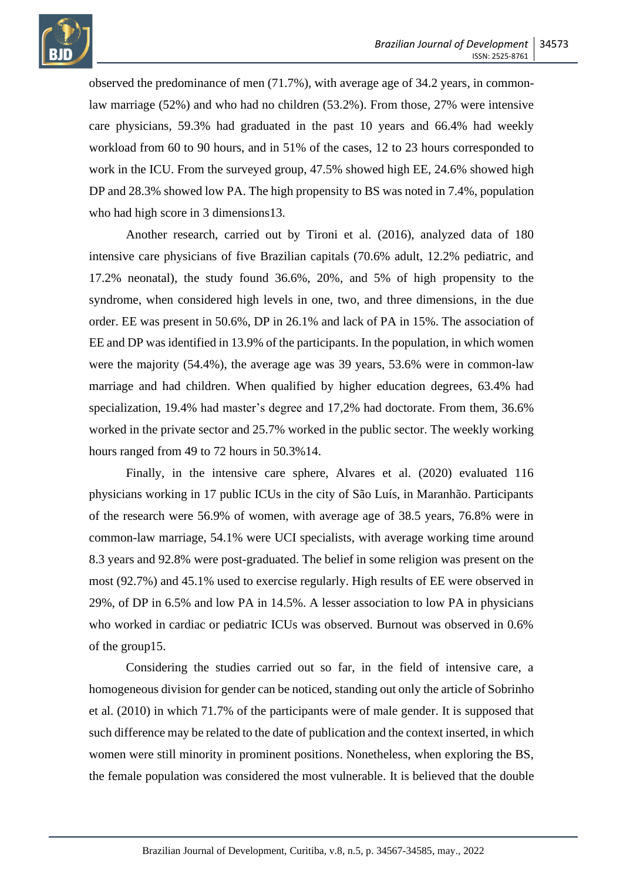observed the predominance of men (71.7%), with average age of 34.2 years, in common-law marriage (52%) and who had no children (53.2%). From those, 27% were intensive care physicians, 59.3% had graduated in the past 10 years and 66.4% had weekly workload from 60 to 90 hours, and in 51% of the cases, 12 to 23 hours corresponded to work in the ICU. From the surveyed group, 47.5% showed high EE, 24.6% showed high DP and 28.3% showed low PA. The high propensity to BS was noted in 7.4%, population who had high score in 3 dimensions13.

Another research, carried out by Tironi et al. (2016), analyzed data of 180 intensive care physicians of five Brazilian capitals (70.6% adult, 12.2% pediatric, and 17.2% neonatal), the study found 36.6%, 20%, and 5% of high propensity to the syndrome, when considered high levels in one, two, and three dimensions, in the due order. EE was present in 50.6%, DP in 26.1% and lack of PA in 15%. The association of EE and DP was identified in 13.9% of the participants. In the population, in which women were the majority (54.4%), the average age was 39 years, 53.6% were in common-law marriage and had children. When qualified by higher education degrees, 63.4% had specialization, 19.4% had master's degree and 17,2% had doctorate. From them, 36.6% worked in the private sector and 25.7% worked in the public sector. The weekly working hours ranged from 49 to 72 hours in 50.3%14.

Finally, in the intensive care sphere, Alvares et al. (2020) evaluated 116 physicians working in 17 public ICUs in the city of São Luís, in Maranhão. Participants of the research were 56.9% of women, with average age of 38.5 years, 76.8% were in common-law marriage, 54.1% were UCI specialists, with average working time around 8.3 years and 92.8% were post-graduated. The belief in some religion was present on the most (92.7%) and 45.1% used to exercise regularly. High results of EE were observed in 29%, of DP in 6.5% and low PA in 14.5%. A lesser association to low PA in physicians who worked in cardiac or pediatric ICUs was observed. Burnout was observed in 0.6% of the group15.

Considering the studies carried out so far, in the field of intensive care, a homogeneous division for gender can be noticed, standing out only the article of Sobrinho et al. (2010) in which 71.7% of the participants were of male gender. It is supposed that such difference may be related to the date of publication and the context inserted, in which women were still minority in prominent positions. Nonetheless, when exploring the BS, the female population was considered the most vulnerable. It is believed that the double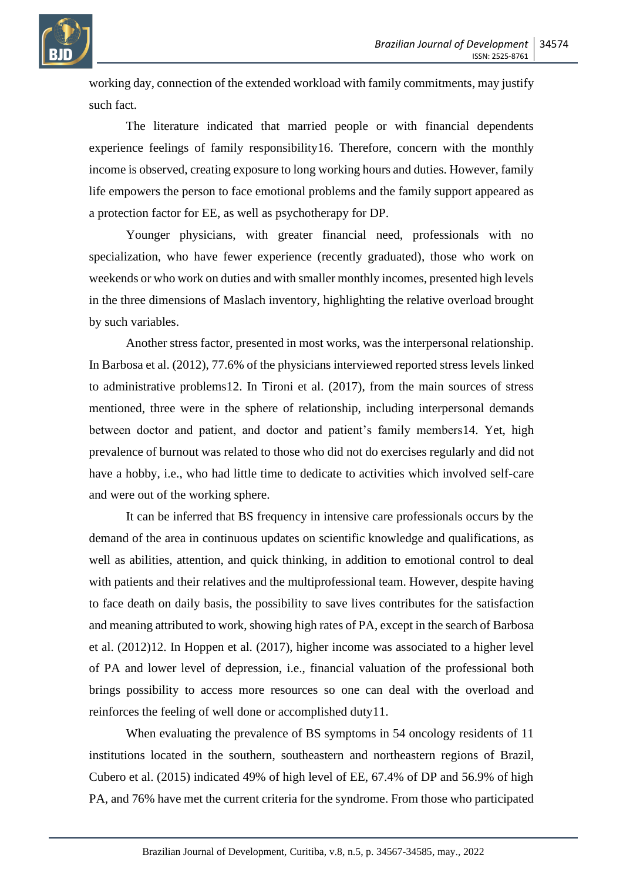working day, connection of the extended workload with family commitments, may justify such fact.

The literature indicated that married people or with financial dependents experience feelings of family responsibility16. Therefore, concern with the monthly income is observed, creating exposure to long working hours and duties. However, family life empowers the person to face emotional problems and the family support appeared as a protection factor for EE, as well as psychotherapy for DP.

Younger physicians, with greater financial need, professionals with no specialization, who have fewer experience (recently graduated), those who work on weekends or who work on duties and with smaller monthly incomes, presented high levels in the three dimensions of Maslach inventory, highlighting the relative overload brought by such variables.

Another stress factor, presented in most works, was the interpersonal relationship. In Barbosa et al. (2012), 77.6% of the physicians interviewed reported stress levels linked to administrative problems12. In Tironi et al. (2017), from the main sources of stress mentioned, three were in the sphere of relationship, including interpersonal demands between doctor and patient, and doctor and patient's family members14. Yet, high prevalence of burnout was related to those who did not do exercises regularly and did not have a hobby, i.e., who had little time to dedicate to activities which involved self-care and were out of the working sphere.

It can be inferred that BS frequency in intensive care professionals occurs by the demand of the area in continuous updates on scientific knowledge and qualifications, as well as abilities, attention, and quick thinking, in addition to emotional control to deal with patients and their relatives and the multiprofessional team. However, despite having to face death on daily basis, the possibility to save lives contributes for the satisfaction and meaning attributed to work, showing high rates of PA, except in the search of Barbosa et al. (2012)12. In Hoppen et al. (2017), higher income was associated to a higher level of PA and lower level of depression, i.e., financial valuation of the professional both brings possibility to access more resources so one can deal with the overload and reinforces the feeling of well done or accomplished duty11.

When evaluating the prevalence of BS symptoms in 54 oncology residents of 11 institutions located in the southern, southeastern and northeastern regions of Brazil, Cubero et al. (2015) indicated 49% of high level of EE, 67.4% of DP and 56.9% of high PA, and 76% have met the current criteria for the syndrome. From those who participated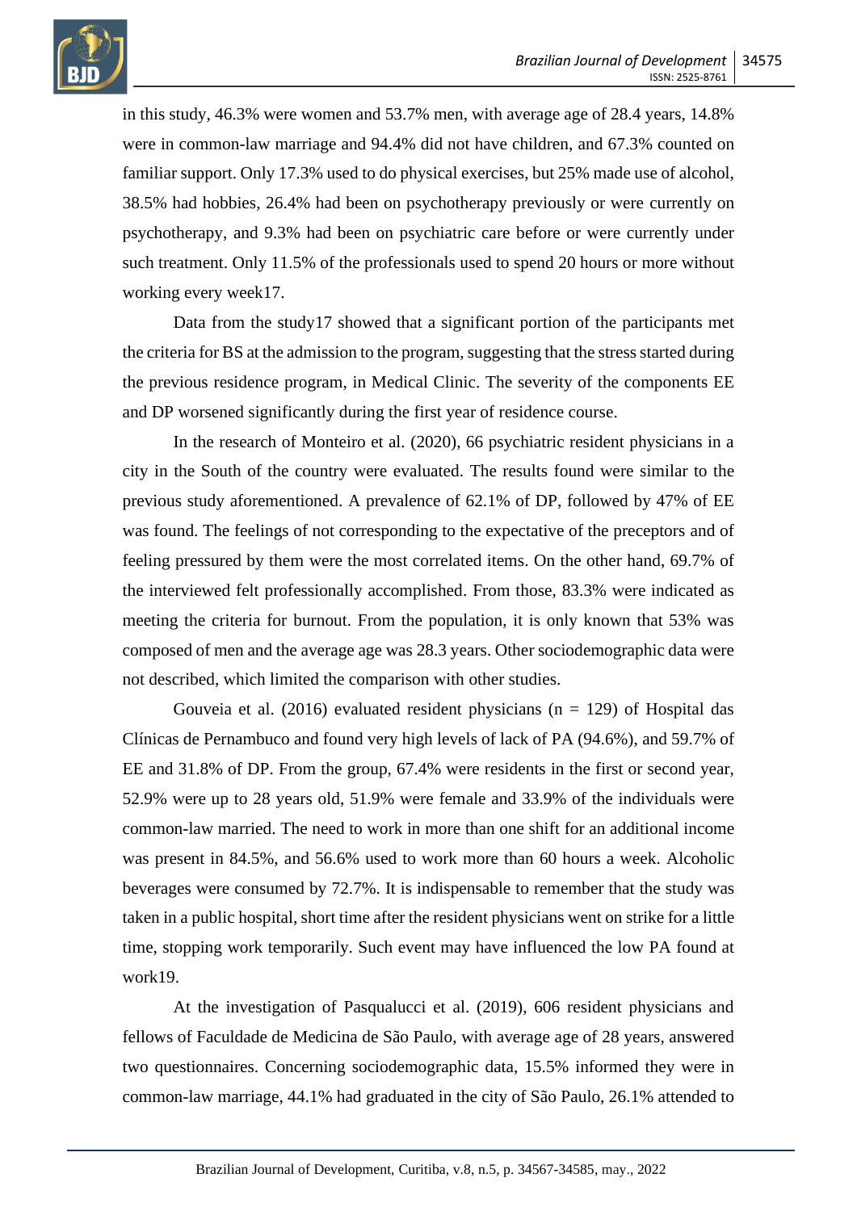in this study, 46.3% were women and 53.7% men, with average age of 28.4 years, 14.8% were in common-law marriage and 94.4% did not have children, and 67.3% counted on familiar support. Only 17.3% used to do physical exercises, but 25% made use of alcohol, 38.5% had hobbies, 26.4% had been on psychotherapy previously or were currently on psychotherapy, and 9.3% had been on psychiatric care before or were currently under such treatment. Only 11.5% of the professionals used to spend 20 hours or more without working every week17.

Data from the study17 showed that a significant portion of the participants met the criteria for BS at the admission to the program, suggesting that the stress started during the previous residence program, in Medical Clinic. The severity of the components EE and DP worsened significantly during the first year of residence course.

In the research of Monteiro et al. (2020), 66 psychiatric resident physicians in a city in the South of the country were evaluated. The results found were similar to the previous study aforementioned. A prevalence of 62.1% of DP, followed by 47% of EE was found. The feelings of not corresponding to the expectative of the preceptors and of feeling pressured by them were the most correlated items. On the other hand, 69.7% of the interviewed felt professionally accomplished. From those, 83.3% were indicated as meeting the criteria for burnout. From the population, it is only known that 53% was composed of men and the average age was 28.3 years. Other sociodemographic data were not described, which limited the comparison with other studies.

Gouveia et al. (2016) evaluated resident physicians (n = 129) of Hospital das Clínicas de Pernambuco and found very high levels of lack of PA (94.6%), and 59.7% of EE and 31.8% of DP. From the group, 67.4% were residents in the first or second year, 52.9% were up to 28 years old, 51.9% were female and 33.9% of the individuals were common-law married. The need to work in more than one shift for an additional income was present in 84.5%, and 56.6% used to work more than 60 hours a week. Alcoholic beverages were consumed by 72.7%. It is indispensable to remember that the study was taken in a public hospital, short time after the resident physicians went on strike for a little time, stopping work temporarily. Such event may have influenced the low PA found at work19.

At the investigation of Pasqualucci et al. (2019), 606 resident physicians and fellows of Faculdade de Medicina de São Paulo, with average age of 28 years, answered two questionnaires. Concerning sociodemographic data, 15.5% informed they were in common-law marriage, 44.1% had graduated in the city of São Paulo, 26.1% attended to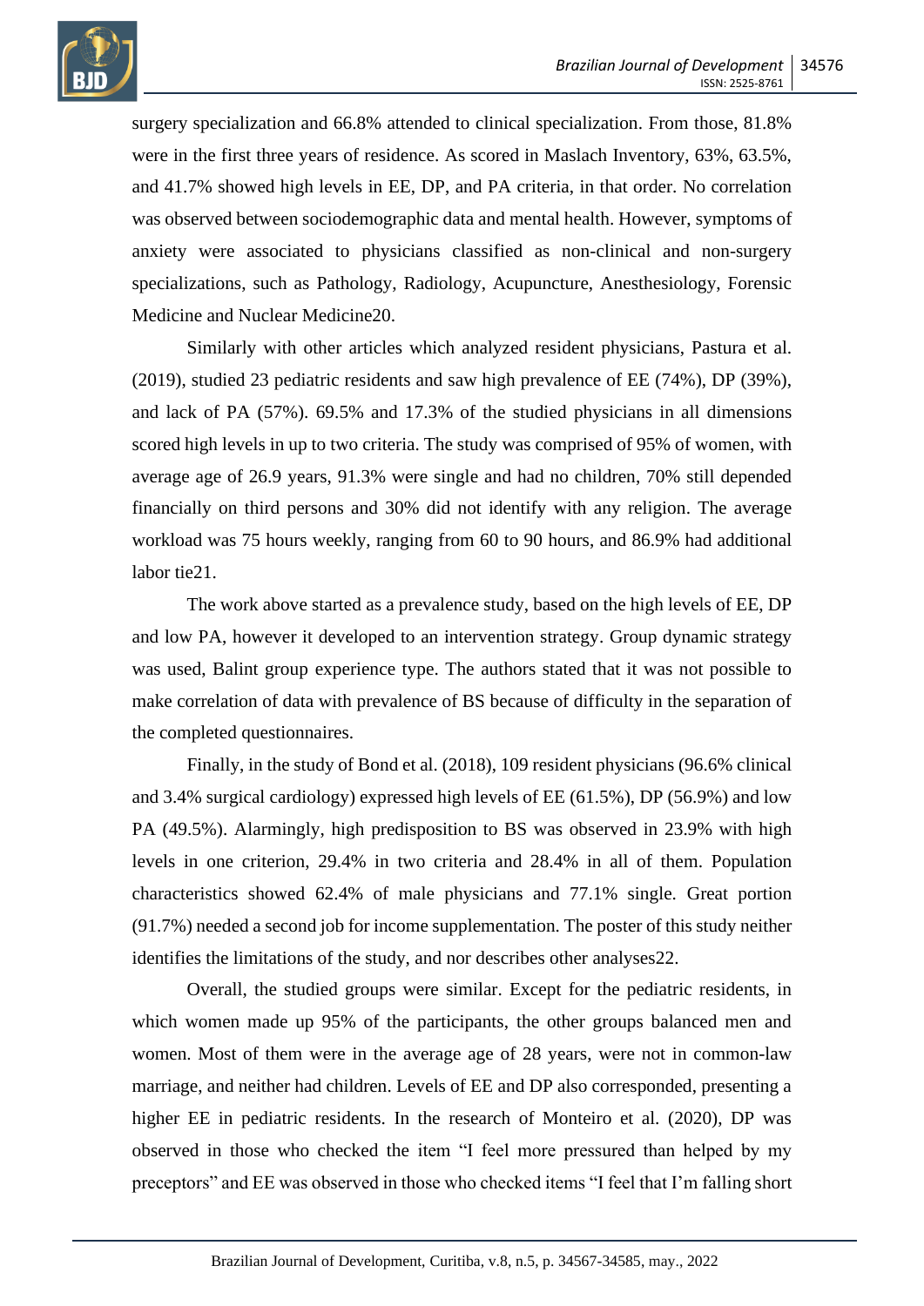surgery specialization and 66.8% attended to clinical specialization. From those, 81.8% were in the first three years of residence. As scored in Maslach Inventory, 63%, 63.5%, and 41.7% showed high levels in EE, DP, and PA criteria, in that order. No correlation was observed between sociodemographic data and mental health. However, symptoms of anxiety were associated to physicians classified as non-clinical and non-surgery specializations, such as Pathology, Radiology, Acupuncture, Anesthesiology, Forensic Medicine and Nuclear Medicine20.

Similarly with other articles which analyzed resident physicians, Pastura et al. (2019), studied 23 pediatric residents and saw high prevalence of EE (74%), DP (39%), and lack of PA (57%). 69.5% and 17.3% of the studied physicians in all dimensions scored high levels in up to two criteria. The study was comprised of 95% of women, with average age of 26.9 years, 91.3% were single and had no children, 70% still depended financially on third persons and 30% did not identify with any religion. The average workload was 75 hours weekly, ranging from 60 to 90 hours, and 86.9% had additional labor tie21.

The work above started as a prevalence study, based on the high levels of EE, DP and low PA, however it developed to an intervention strategy. Group dynamic strategy was used, Balint group experience type. The authors stated that it was not possible to make correlation of data with prevalence of BS because of difficulty in the separation of the completed questionnaires.

Finally, in the study of Bond et al. (2018), 109 resident physicians (96.6% clinical and 3.4% surgical cardiology) expressed high levels of EE (61.5%), DP (56.9%) and low PA (49.5%). Alarmingly, high predisposition to BS was observed in 23.9% with high levels in one criterion, 29.4% in two criteria and 28.4% in all of them. Population characteristics showed 62.4% of male physicians and 77.1% single. Great portion (91.7%) needed a second job for income supplementation. The poster of this study neither identifies the limitations of the study, and nor describes other analyses22.

Overall, the studied groups were similar. Except for the pediatric residents, in which women made up 95% of the participants, the other groups balanced men and women. Most of them were in the average age of 28 years, were not in common-law marriage, and neither had children. Levels of EE and DP also corresponded, presenting a higher EE in pediatric residents. In the research of Monteiro et al. (2020), DP was observed in those who checked the item "I feel more pressured than helped by my preceptors" and EE was observed in those who checked items "I feel that I'm falling short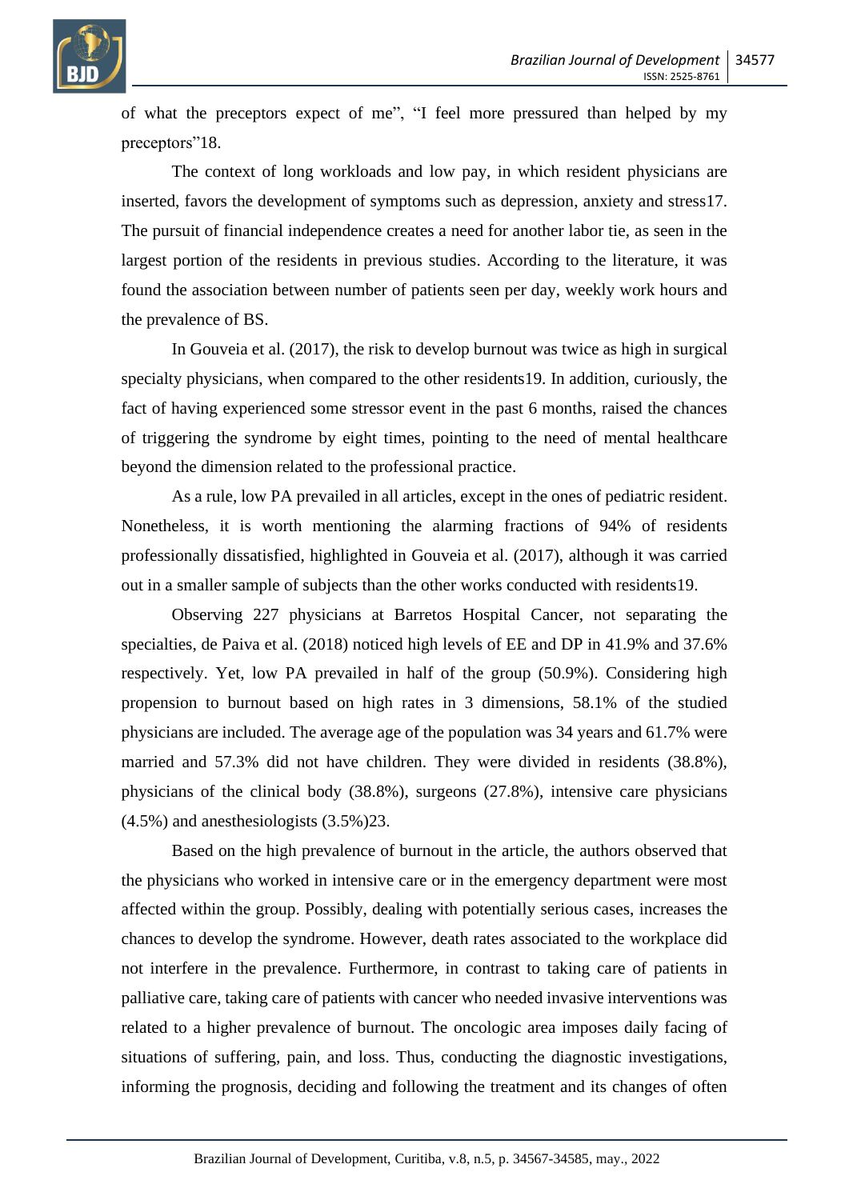of what the preceptors expect of me", "I feel more pressured than helped by my preceptors"18.

The context of long workloads and low pay, in which resident physicians are inserted, favors the development of symptoms such as depression, anxiety and stress17. The pursuit of financial independence creates a need for another labor tie, as seen in the largest portion of the residents in previous studies. According to the literature, it was found the association between number of patients seen per day, weekly work hours and the prevalence of BS.

In Gouveia et al. (2017), the risk to develop burnout was twice as high in surgical specialty physicians, when compared to the other residents19. In addition, curiously, the fact of having experienced some stressor event in the past 6 months, raised the chances of triggering the syndrome by eight times, pointing to the need of mental healthcare beyond the dimension related to the professional practice.

As a rule, low PA prevailed in all articles, except in the ones of pediatric resident. Nonetheless, it is worth mentioning the alarming fractions of 94% of residents professionally dissatisfied, highlighted in Gouveia et al. (2017), although it was carried out in a smaller sample of subjects than the other works conducted with residents19.

Observing 227 physicians at Barretos Hospital Cancer, not separating the specialties, de Paiva et al. (2018) noticed high levels of EE and DP in 41.9% and 37.6% respectively. Yet, low PA prevailed in half of the group (50.9%). Considering high propension to burnout based on high rates in 3 dimensions, 58.1% of the studied physicians are included. The average age of the population was 34 years and 61.7% were married and 57.3% did not have children. They were divided in residents (38.8%), physicians of the clinical body (38.8%), surgeons (27.8%), intensive care physicians (4.5%) and anesthesiologists (3.5%)23.

Based on the high prevalence of burnout in the article, the authors observed that the physicians who worked in intensive care or in the emergency department were most affected within the group. Possibly, dealing with potentially serious cases, increases the chances to develop the syndrome. However, death rates associated to the workplace did not interfere in the prevalence. Furthermore, in contrast to taking care of patients in palliative care, taking care of patients with cancer who needed invasive interventions was related to a higher prevalence of burnout. The oncologic area imposes daily facing of situations of suffering, pain, and loss. Thus, conducting the diagnostic investigations, informing the prognosis, deciding and following the treatment and its changes of often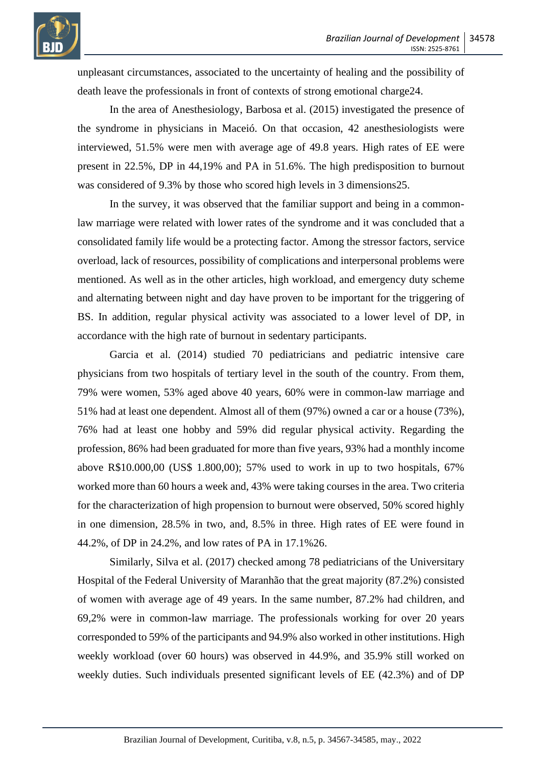unpleasant circumstances, associated to the uncertainty of healing and the possibility of death leave the professionals in front of contexts of strong emotional charge24.

In the area of Anesthesiology, Barbosa et al. (2015) investigated the presence of the syndrome in physicians in Maceió. On that occasion, 42 anesthesiologists were interviewed, 51.5% were men with average age of 49.8 years. High rates of EE were present in 22.5%, DP in 44,19% and PA in 51.6%. The high predisposition to burnout was considered of 9.3% by those who scored high levels in 3 dimensions25.

In the survey, it was observed that the familiar support and being in a common-law marriage were related with lower rates of the syndrome and it was concluded that a consolidated family life would be a protecting factor. Among the stressor factors, service overload, lack of resources, possibility of complications and interpersonal problems were mentioned. As well as in the other articles, high workload, and emergency duty scheme and alternating between night and day have proven to be important for the triggering of BS. In addition, regular physical activity was associated to a lower level of DP, in accordance with the high rate of burnout in sedentary participants.

Garcia et al. (2014) studied 70 pediatricians and pediatric intensive care physicians from two hospitals of tertiary level in the south of the country. From them, 79% were women, 53% aged above 40 years, 60% were in common-law marriage and 51% had at least one dependent. Almost all of them (97%) owned a car or a house (73%), 76% had at least one hobby and 59% did regular physical activity. Regarding the profession, 86% had been graduated for more than five years, 93% had a monthly income above R$10.000,00 (US$ 1.800,00); 57% used to work in up to two hospitals, 67% worked more than 60 hours a week and, 43% were taking courses in the area. Two criteria for the characterization of high propension to burnout were observed, 50% scored highly in one dimension, 28.5% in two, and, 8.5% in three. High rates of EE were found in 44.2%, of DP in 24.2%, and low rates of PA in 17.1%26.

Similarly, Silva et al. (2017) checked among 78 pediatricians of the Universitary Hospital of the Federal University of Maranhão that the great majority (87.2%) consisted of women with average age of 49 years. In the same number, 87.2% had children, and 69,2% were in common-law marriage. The professionals working for over 20 years corresponded to 59% of the participants and 94.9% also worked in other institutions. High weekly workload (over 60 hours) was observed in 44.9%, and 35.9% still worked on weekly duties. Such individuals presented significant levels of EE (42.3%) and of DP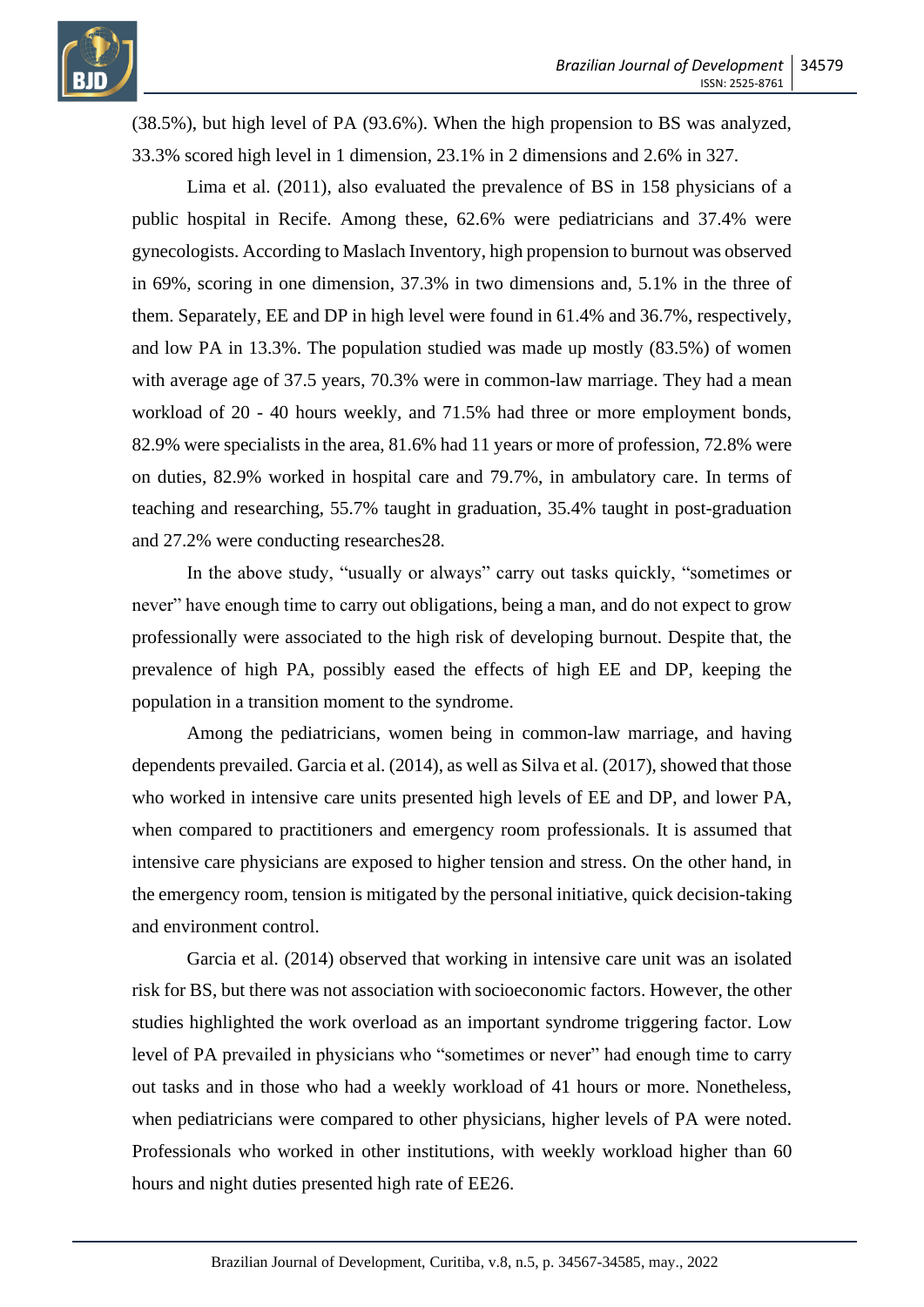(38.5%), but high level of PA (93.6%). When the high propension to BS was analyzed, 33.3% scored high level in 1 dimension, 23.1% in 2 dimensions and 2.6% in 327.

Lima et al. (2011), also evaluated the prevalence of BS in 158 physicians of a public hospital in Recife. Among these, 62.6% were pediatricians and 37.4% were gynecologists. According to Maslach Inventory, high propension to burnout was observed in 69%, scoring in one dimension, 37.3% in two dimensions and, 5.1% in the three of them. Separately, EE and DP in high level were found in 61.4% and 36.7%, respectively, and low PA in 13.3%. The population studied was made up mostly (83.5%) of women with average age of 37.5 years, 70.3% were in common-law marriage. They had a mean workload of 20 - 40 hours weekly, and 71.5% had three or more employment bonds, 82.9% were specialists in the area, 81.6% had 11 years or more of profession, 72.8% were on duties, 82.9% worked in hospital care and 79.7%, in ambulatory care. In terms of teaching and researching, 55.7% taught in graduation, 35.4% taught in post-graduation and 27.2% were conducting researches28.

In the above study, "usually or always" carry out tasks quickly, "sometimes or never" have enough time to carry out obligations, being a man, and do not expect to grow professionally were associated to the high risk of developing burnout. Despite that, the prevalence of high PA, possibly eased the effects of high EE and DP, keeping the population in a transition moment to the syndrome.

Among the pediatricians, women being in common-law marriage, and having dependents prevailed. Garcia et al. (2014), as well as Silva et al. (2017), showed that those who worked in intensive care units presented high levels of EE and DP, and lower PA, when compared to practitioners and emergency room professionals. It is assumed that intensive care physicians are exposed to higher tension and stress. On the other hand, in the emergency room, tension is mitigated by the personal initiative, quick decision-taking and environment control.

Garcia et al. (2014) observed that working in intensive care unit was an isolated risk for BS, but there was not association with socioeconomic factors. However, the other studies highlighted the work overload as an important syndrome triggering factor. Low level of PA prevailed in physicians who "sometimes or never" had enough time to carry out tasks and in those who had a weekly workload of 41 hours or more. Nonetheless, when pediatricians were compared to other physicians, higher levels of PA were noted. Professionals who worked in other institutions, with weekly workload higher than 60 hours and night duties presented high rate of EE26.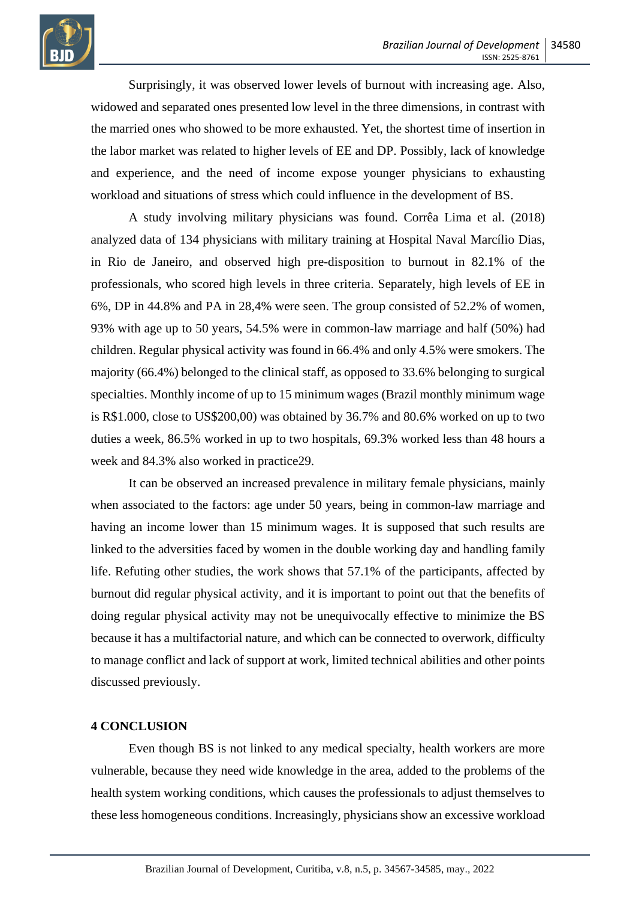Surprisingly, it was observed lower levels of burnout with increasing age. Also, widowed and separated ones presented low level in the three dimensions, in contrast with the married ones who showed to be more exhausted. Yet, the shortest time of insertion in the labor market was related to higher levels of EE and DP. Possibly, lack of knowledge and experience, and the need of income expose younger physicians to exhausting workload and situations of stress which could influence in the development of BS.

A study involving military physicians was found. Corrêa Lima et al. (2018) analyzed data of 134 physicians with military training at Hospital Naval Marcílio Dias, in Rio de Janeiro, and observed high pre-disposition to burnout in 82.1% of the professionals, who scored high levels in three criteria. Separately, high levels of EE in 6%, DP in 44.8% and PA in 28,4% were seen. The group consisted of 52.2% of women, 93% with age up to 50 years, 54.5% were in common-law marriage and half (50%) had children. Regular physical activity was found in 66.4% and only 4.5% were smokers. The majority (66.4%) belonged to the clinical staff, as opposed to 33.6% belonging to surgical specialties. Monthly income of up to 15 minimum wages (Brazil monthly minimum wage is R$1.000, close to US$200,00) was obtained by 36.7% and 80.6% worked on up to two duties a week, 86.5% worked in up to two hospitals, 69.3% worked less than 48 hours a week and 84.3% also worked in practice29.

It can be observed an increased prevalence in military female physicians, mainly when associated to the factors: age under 50 years, being in common-law marriage and having an income lower than 15 minimum wages. It is supposed that such results are linked to the adversities faced by women in the double working day and handling family life. Refuting other studies, the work shows that 57.1% of the participants, affected by burnout did regular physical activity, and it is important to point out that the benefits of doing regular physical activity may not be unequivocally effective to minimize the BS because it has a multifactorial nature, and which can be connected to overwork, difficulty to manage conflict and lack of support at work, limited technical abilities and other points discussed previously.

## 4 CONCLUSION

Even though BS is not linked to any medical specialty, health workers are more vulnerable, because they need wide knowledge in the area, added to the problems of the health system working conditions, which causes the professionals to adjust themselves to these less homogeneous conditions. Increasingly, physicians show an excessive workload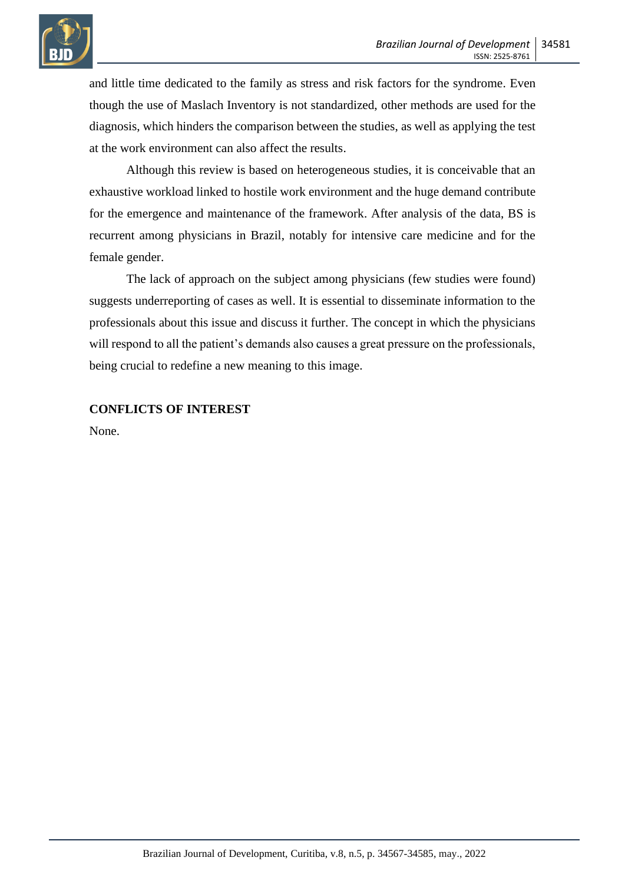and little time dedicated to the family as stress and risk factors for the syndrome. Even though the use of Maslach Inventory is not standardized, other methods are used for the diagnosis, which hinders the comparison between the studies, as well as applying the test at the work environment can also affect the results.

Although this review is based on heterogeneous studies, it is conceivable that an exhaustive workload linked to hostile work environment and the huge demand contribute for the emergence and maintenance of the framework. After analysis of the data, BS is recurrent among physicians in Brazil, notably for intensive care medicine and for the female gender.

The lack of approach on the subject among physicians (few studies were found) suggests underreporting of cases as well. It is essential to disseminate information to the professionals about this issue and discuss it further. The concept in which the physicians will respond to all the patient's demands also causes a great pressure on the professionals, being crucial to redefine a new meaning to this image.

## CONFLICTS OF INTEREST

None.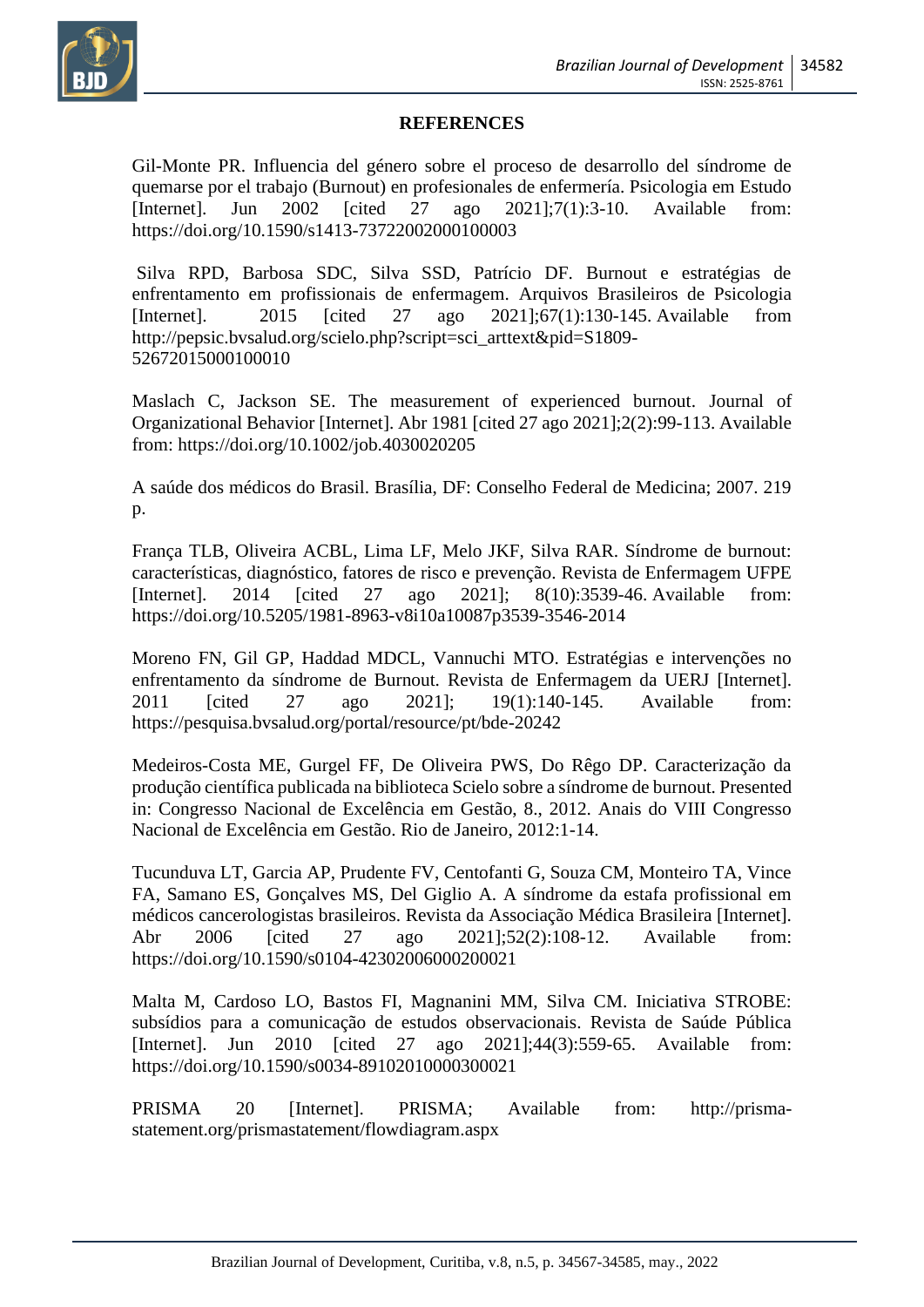**REFERENCES**

Gil-Monte PR. Influencia del género sobre el proceso de desarrollo del síndrome de quemarse por el trabajo (Burnout) en profesionales de enfermería. Psicologia em Estudo [Internet]. Jun 2002 [cited 27 ago 2021];7(1):3-10. Available from: https://doi.org/10.1590/s1413-73722002000100003

Silva RPD, Barbosa SDC, Silva SSD, Patrício DF. Burnout e estratégias de enfrentamento em profissionais de enfermagem. Arquivos Brasileiros de Psicologia [Internet]. 2015 [cited 27 ago 2021];67(1):130-145. Available from http://pepsic.bvsalud.org/scielo.php?script=sci_arttext&pid=S1809-52672015000100010

Maslach C, Jackson SE. The measurement of experienced burnout. Journal of Organizational Behavior [Internet]. Abr 1981 [cited 27 ago 2021];2(2):99-113. Available from: https://doi.org/10.1002/job.4030020205

A saúde dos médicos do Brasil. Brasília, DF: Conselho Federal de Medicina; 2007. 219 p.

França TLB, Oliveira ACBL, Lima LF, Melo JKF, Silva RAR. Síndrome de burnout: características, diagnóstico, fatores de risco e prevenção. Revista de Enfermagem UFPE [Internet]. 2014 [cited 27 ago 2021]; 8(10):3539-46. Available from: https://doi.org/10.5205/1981-8963-v8i10a10087p3539-3546-2014

Moreno FN, Gil GP, Haddad MDCL, Vannuchi MTO. Estratégias e intervenções no enfrentamento da síndrome de Burnout. Revista de Enfermagem da UERJ [Internet]. 2011 [cited 27 ago 2021]; 19(1):140-145. Available from: https://pesquisa.bvsalud.org/portal/resource/pt/bde-20242

Medeiros-Costa ME, Gurgel FF, De Oliveira PWS, Do Rêgo DP. Caracterização da produção científica publicada na biblioteca Scielo sobre a síndrome de burnout. Presented in: Congresso Nacional de Excelência em Gestão, 8., 2012. Anais do VIII Congresso Nacional de Excelência em Gestão. Rio de Janeiro, 2012:1-14.

Tucunduva LT, Garcia AP, Prudente FV, Centofanti G, Souza CM, Monteiro TA, Vince FA, Samano ES, Gonçalves MS, Del Giglio A. A síndrome da estafa profissional em médicos cancerologistas brasileiros. Revista da Associação Médica Brasileira [Internet]. Abr 2006 [cited 27 ago 2021];52(2):108-12. Available from: https://doi.org/10.1590/s0104-42302006000200021

Malta M, Cardoso LO, Bastos FI, Magnanini MM, Silva CM. Iniciativa STROBE: subsídios para a comunicação de estudos observacionais. Revista de Saúde Pública [Internet]. Jun 2010 [cited 27 ago 2021];44(3):559-65. Available from: https://doi.org/10.1590/s0034-89102010000300021

PRISMA 20 [Internet]. PRISMA; Available from: http://prisma-statement.org/prismastatement/flowdiagram.aspx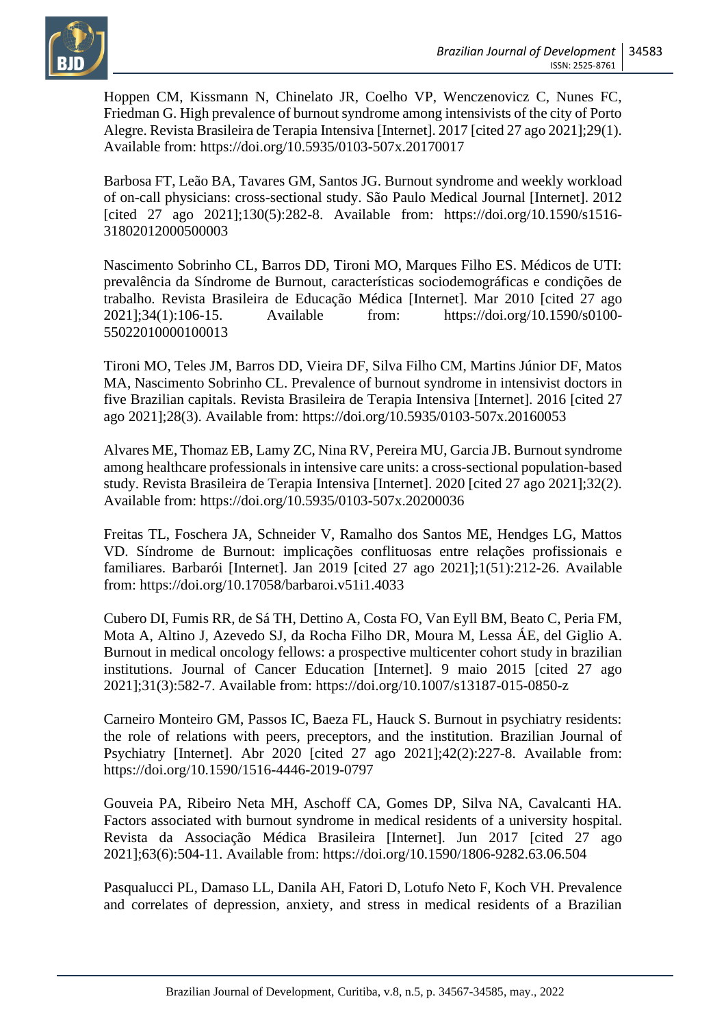Hoppen CM, Kissmann N, Chinelato JR, Coelho VP, Wenczenovicz C, Nunes FC, Friedman G. High prevalence of burnout syndrome among intensivists of the city of Porto Alegre. Revista Brasileira de Terapia Intensiva [Internet]. 2017 [cited 27 ago 2021];29(1). Available from: https://doi.org/10.5935/0103-507x.20170017

Barbosa FT, Leão BA, Tavares GM, Santos JG. Burnout syndrome and weekly workload of on-call physicians: cross-sectional study. São Paulo Medical Journal [Internet]. 2012 [cited 27 ago 2021];130(5):282-8. Available from: https://doi.org/10.1590/s1516-31802012000500003

Nascimento Sobrinho CL, Barros DD, Tironi MO, Marques Filho ES. Médicos de UTI: prevalência da Síndrome de Burnout, características sociodemográficas e condições de trabalho. Revista Brasileira de Educação Médica [Internet]. Mar 2010 [cited 27 ago 2021];34(1):106-15. Available from: https://doi.org/10.1590/s0100-55022010000100013

Tironi MO, Teles JM, Barros DD, Vieira DF, Silva Filho CM, Martins Júnior DF, Matos MA, Nascimento Sobrinho CL. Prevalence of burnout syndrome in intensivist doctors in five Brazilian capitals. Revista Brasileira de Terapia Intensiva [Internet]. 2016 [cited 27 ago 2021];28(3). Available from: https://doi.org/10.5935/0103-507x.20160053

Alvares ME, Thomaz EB, Lamy ZC, Nina RV, Pereira MU, Garcia JB. Burnout syndrome among healthcare professionals in intensive care units: a cross-sectional population-based study. Revista Brasileira de Terapia Intensiva [Internet]. 2020 [cited 27 ago 2021];32(2). Available from: https://doi.org/10.5935/0103-507x.20200036

Freitas TL, Foschera JA, Schneider V, Ramalho dos Santos ME, Hendges LG, Mattos VD. Síndrome de Burnout: implicações conflituosas entre relações profissionais e familiares. Barbarói [Internet]. Jan 2019 [cited 27 ago 2021];1(51):212-26. Available from: https://doi.org/10.17058/barbaroi.v51i1.4033

Cubero DI, Fumis RR, de Sá TH, Dettino A, Costa FO, Van Eyll BM, Beato C, Peria FM, Mota A, Altino J, Azevedo SJ, da Rocha Filho DR, Moura M, Lessa ÁE, del Giglio A. Burnout in medical oncology fellows: a prospective multicenter cohort study in brazilian institutions. Journal of Cancer Education [Internet]. 9 maio 2015 [cited 27 ago 2021];31(3):582-7. Available from: https://doi.org/10.1007/s13187-015-0850-z

Carneiro Monteiro GM, Passos IC, Baeza FL, Hauck S. Burnout in psychiatry residents: the role of relations with peers, preceptors, and the institution. Brazilian Journal of Psychiatry [Internet]. Abr 2020 [cited 27 ago 2021];42(2):227-8. Available from: https://doi.org/10.1590/1516-4446-2019-0797

Gouveia PA, Ribeiro Neta MH, Aschoff CA, Gomes DP, Silva NA, Cavalcanti HA. Factors associated with burnout syndrome in medical residents of a university hospital. Revista da Associação Médica Brasileira [Internet]. Jun 2017 [cited 27 ago 2021];63(6):504-11. Available from: https://doi.org/10.1590/1806-9282.63.06.504

Pasqualucci PL, Damaso LL, Danila AH, Fatori D, Lotufo Neto F, Koch VH. Prevalence and correlates of depression, anxiety, and stress in medical residents of a Brazilian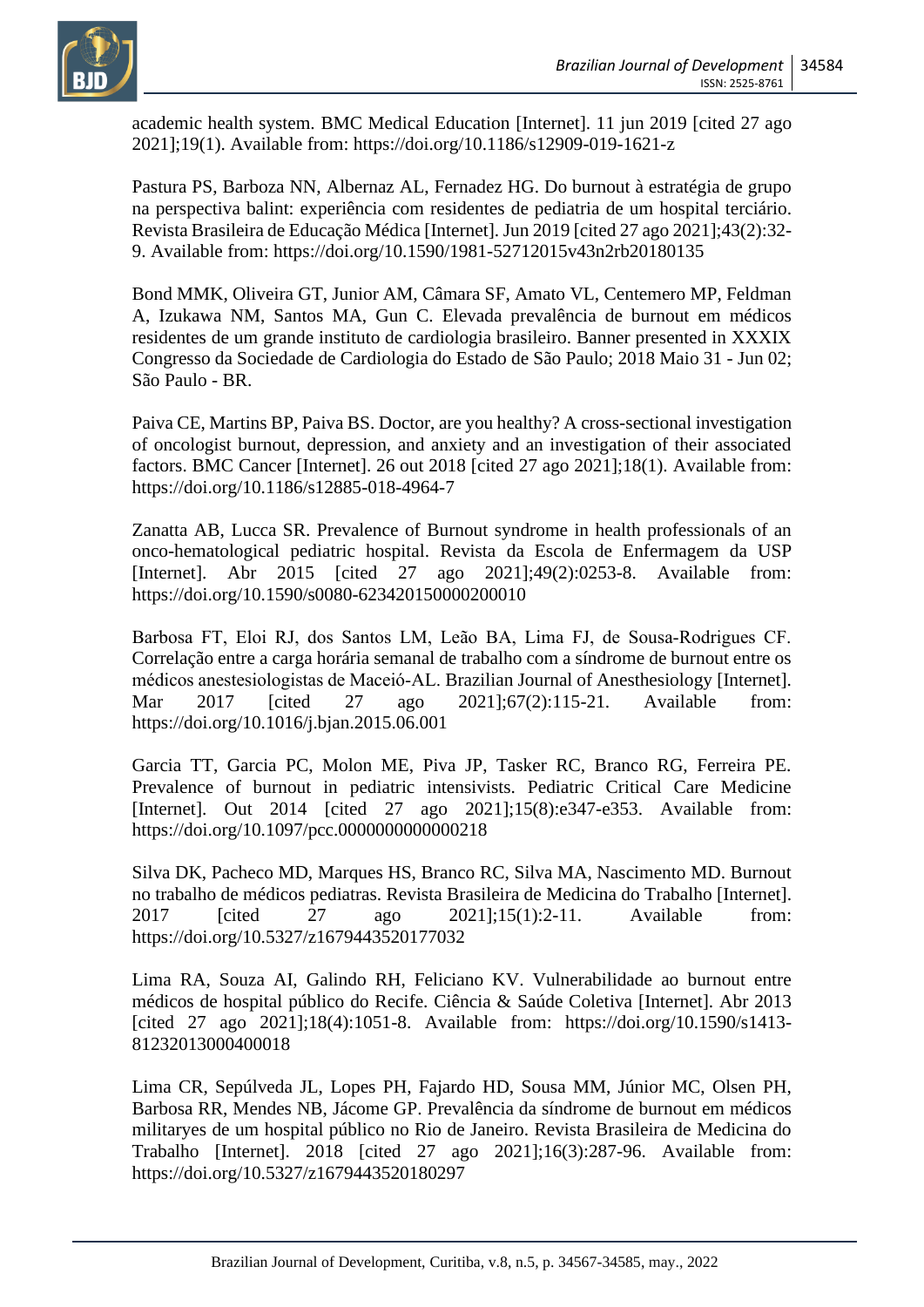academic health system. BMC Medical Education [Internet]. 11 jun 2019 [cited 27 ago 2021];19(1). Available from: https://doi.org/10.1186/s12909-019-1621-z

Pastura PS, Barboza NN, Albernaz AL, Fernadez HG. Do burnout à estratégia de grupo na perspectiva balint: experiência com residentes de pediatria de um hospital terciário. Revista Brasileira de Educação Médica [Internet]. Jun 2019 [cited 27 ago 2021];43(2):32-9. Available from: https://doi.org/10.1590/1981-52712015v43n2rb20180135

Bond MMK, Oliveira GT, Junior AM, Câmara SF, Amato VL, Centemero MP, Feldman A, Izukawa NM, Santos MA, Gun C. Elevada prevalência de burnout em médicos residentes de um grande instituto de cardiologia brasileiro. Banner presented in XXXIX Congresso da Sociedade de Cardiologia do Estado de São Paulo; 2018 Maio 31 - Jun 02; São Paulo - BR.

Paiva CE, Martins BP, Paiva BS. Doctor, are you healthy? A cross-sectional investigation of oncologist burnout, depression, and anxiety and an investigation of their associated factors. BMC Cancer [Internet]. 26 out 2018 [cited 27 ago 2021];18(1). Available from: https://doi.org/10.1186/s12885-018-4964-7

Zanatta AB, Lucca SR. Prevalence of Burnout syndrome in health professionals of an onco-hematological pediatric hospital. Revista da Escola de Enfermagem da USP [Internet]. Abr 2015 [cited 27 ago 2021];49(2):0253-8. Available from: https://doi.org/10.1590/s0080-623420150000200010

Barbosa FT, Eloi RJ, dos Santos LM, Leão BA, Lima FJ, de Sousa-Rodrigues CF. Correlação entre a carga horária semanal de trabalho com a síndrome de burnout entre os médicos anestesiologistas de Maceió-AL. Brazilian Journal of Anesthesiology [Internet]. Mar 2017 [cited 27 ago 2021];67(2):115-21. Available from: https://doi.org/10.1016/j.bjan.2015.06.001

Garcia TT, Garcia PC, Molon ME, Piva JP, Tasker RC, Branco RG, Ferreira PE. Prevalence of burnout in pediatric intensivists. Pediatric Critical Care Medicine [Internet]. Out 2014 [cited 27 ago 2021];15(8):e347-e353. Available from: https://doi.org/10.1097/pcc.0000000000000218

Silva DK, Pacheco MD, Marques HS, Branco RC, Silva MA, Nascimento MD. Burnout no trabalho de médicos pediatras. Revista Brasileira de Medicina do Trabalho [Internet]. 2017 [cited 27 ago 2021];15(1):2-11. Available from: https://doi.org/10.5327/z1679443520177032

Lima RA, Souza AI, Galindo RH, Feliciano KV. Vulnerabilidade ao burnout entre médicos de hospital público do Recife. Ciência & Saúde Coletiva [Internet]. Abr 2013 [cited 27 ago 2021];18(4):1051-8. Available from: https://doi.org/10.1590/s1413-81232013000400018

Lima CR, Sepúlveda JL, Lopes PH, Fajardo HD, Sousa MM, Júnior MC, Olsen PH, Barbosa RR, Mendes NB, Jácome GP. Prevalência da síndrome de burnout em médicos militaryes de um hospital público no Rio de Janeiro. Revista Brasileira de Medicina do Trabalho [Internet]. 2018 [cited 27 ago 2021];16(3):287-96. Available from: https://doi.org/10.5327/z1679443520180297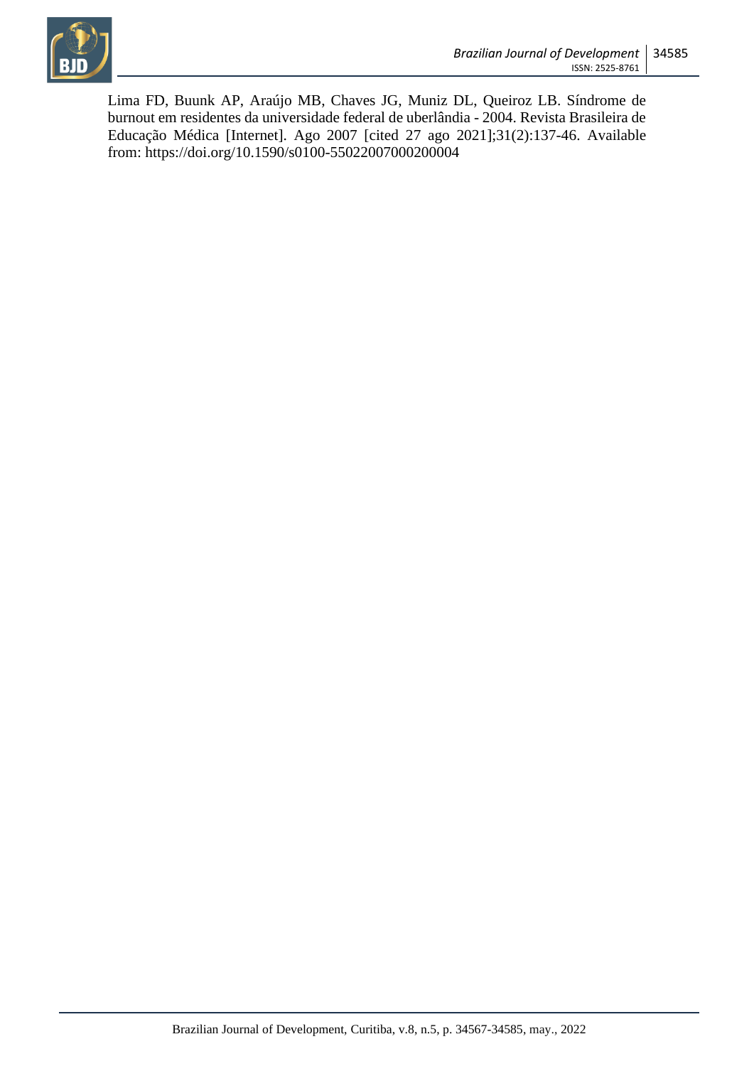Lima FD, Buunk AP, Araújo MB, Chaves JG, Muniz DL, Queiroz LB. Síndrome de burnout em residentes da universidade federal de uberlândia - 2004. Revista Brasileira de Educação Médica [Internet]. Ago 2007 [cited 27 ago 2021];31(2):137-46. Available from: https://doi.org/10.1590/s0100-55022007000200004